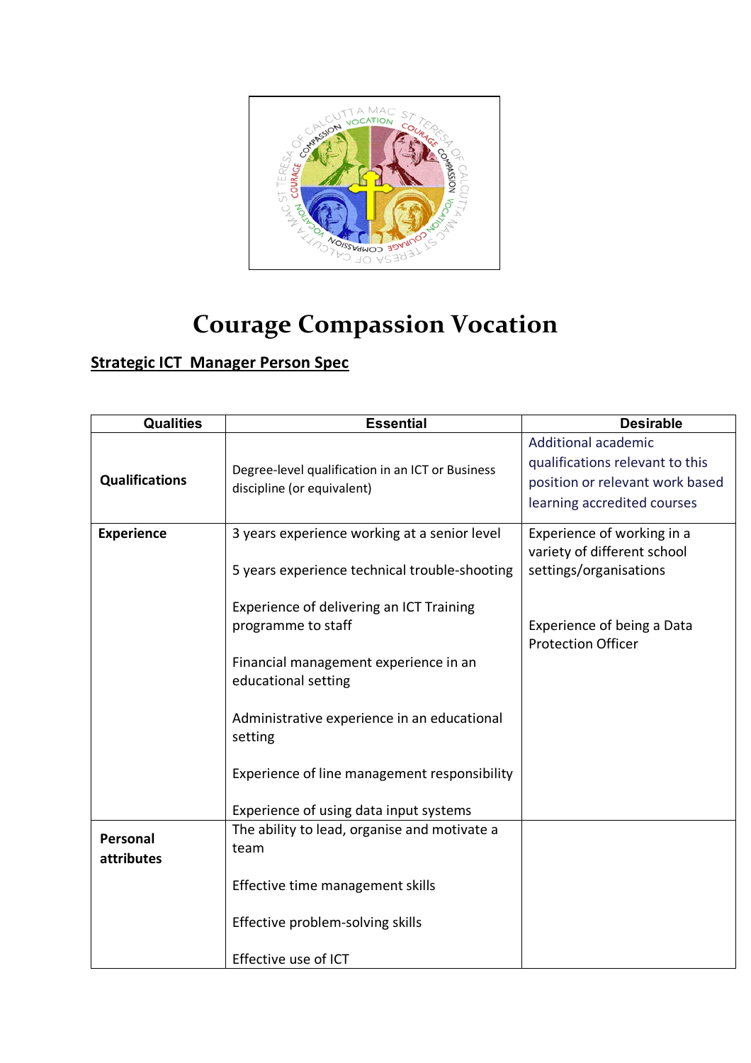# Courage Compassion Vocation

## Strategic ICT  Manager Person Spec

| Qualities | Essential | Desirable |
|---|---|---|
| **Qualifications** | Degree-level qualification in an ICT or Business discipline (or equivalent) | Additional academic qualifications relevant to this position or relevant work based learning accredited courses |
| **Experience** | 3 years experience working at a senior level<br><br>5 years experience technical trouble-shooting<br><br>Experience of delivering an ICT Training programme to staff<br><br>Financial management experience in an educational setting<br><br>Administrative experience in an educational setting<br><br>Experience of line management responsibility<br><br>Experience of using data input systems | Experience of working in a variety of different school settings/organisations<br><br>Experience of being a Data Protection Officer |
| **Personal attributes** | The ability to lead, organise and motivate a team<br><br>Effective time management skills<br><br>Effective problem-solving skills<br><br>Effective use of ICT | |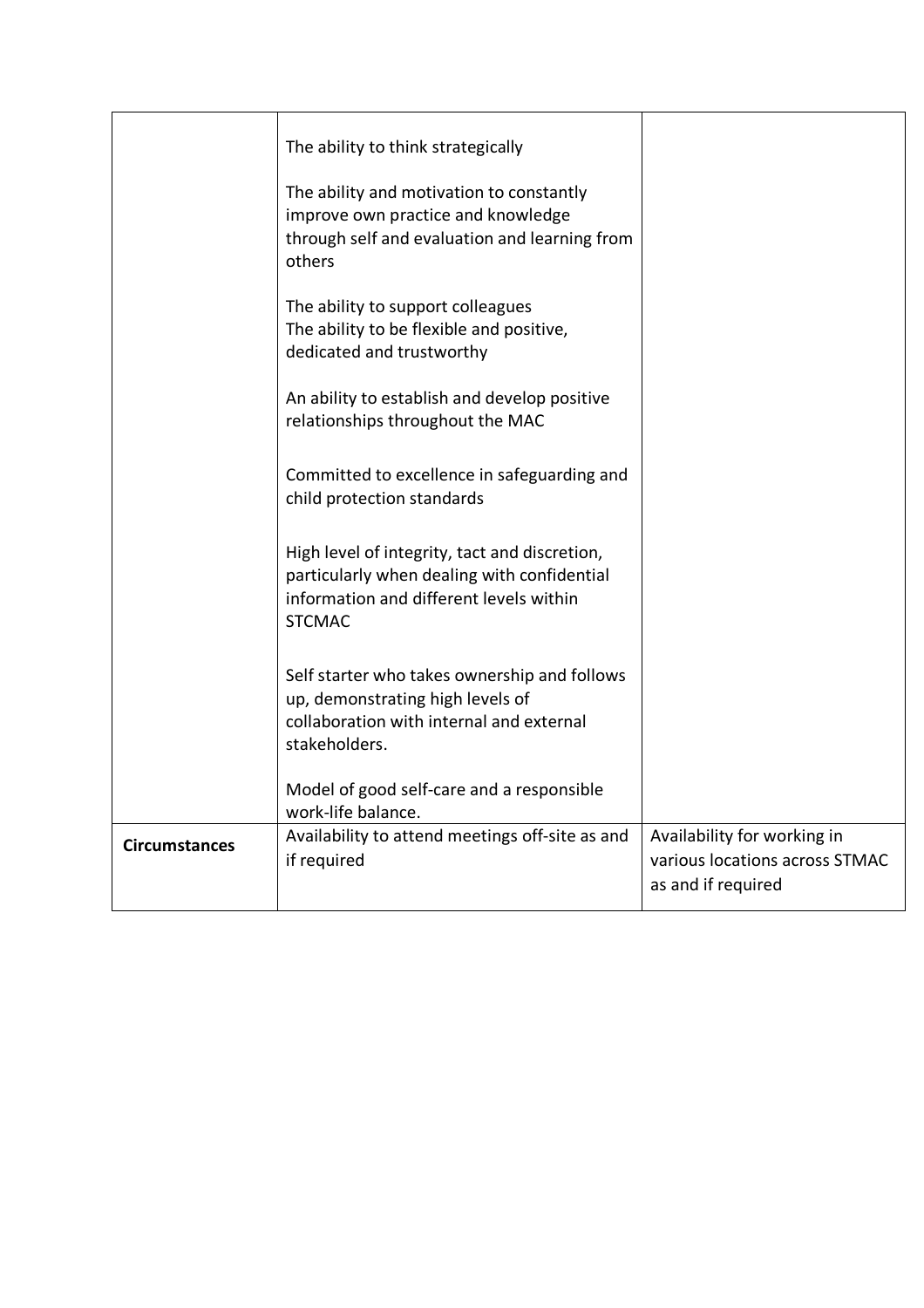| | | |
|---|---|---|
| | The ability to think strategically<br><br>The ability and motivation to constantly improve own practice and knowledge through self and evaluation and learning from others<br><br>The ability to support colleagues<br>The ability to be flexible and positive, dedicated and trustworthy<br><br>An ability to establish and develop positive relationships throughout the MAC<br><br>Committed to excellence in safeguarding and child protection standards<br><br>High level of integrity, tact and discretion, particularly when dealing with confidential information and different levels within STCMAC<br><br>Self starter who takes ownership and follows up, demonstrating high levels of collaboration with internal and external stakeholders.<br><br>Model of good self-care and a responsible work-life balance. | |
| **Circumstances** | Availability to attend meetings off-site as and if required | Availability for working in various locations across STMAC as and if required |